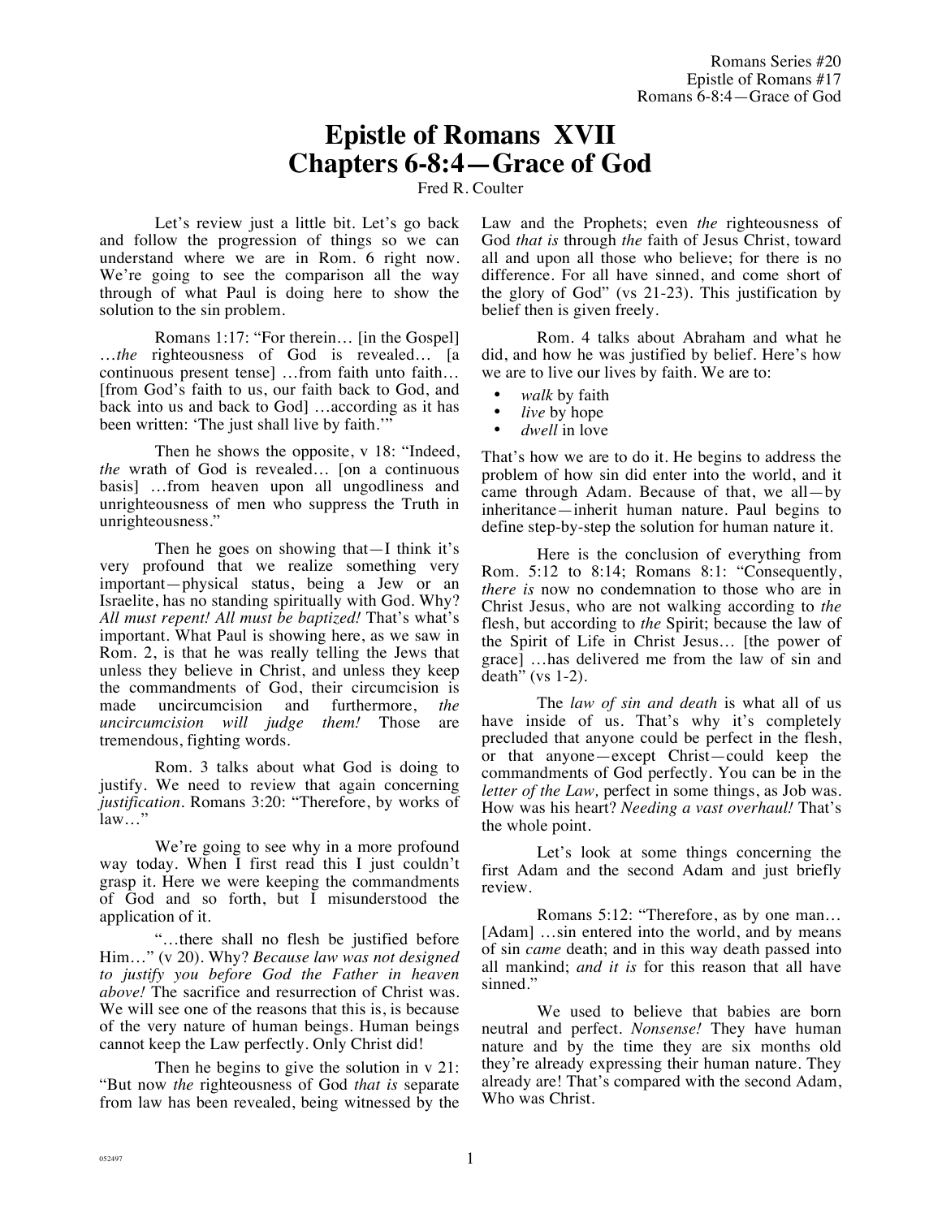# Epistle of Romans XVII
# Chapters 6-8:4—Grace of God

Fred R. Coulter

Let's review just a little bit. Let's go back and follow the progression of things so we can understand where we are in Rom. 6 right now. We're going to see the comparison all the way through of what Paul is doing here to show the solution to the sin problem.

Romans 1:17: "For therein… [in the Gospel] …*the* righteousness of God is revealed… [a continuous present tense] …from faith unto faith… [from God's faith to us, our faith back to God, and back into us and back to God] …according as it has been written: 'The just shall live by faith.'"

Then he shows the opposite, v 18: "Indeed, *the* wrath of God is revealed… [on a continuous basis] …from heaven upon all ungodliness and unrighteousness of men who suppress the Truth in unrighteousness."

Then he goes on showing that—I think it's very profound that we realize something very important—physical status, being a Jew or an Israelite, has no standing spiritually with God. Why? *All must repent! All must be baptized!* That's what's important. What Paul is showing here, as we saw in Rom. 2, is that he was really telling the Jews that unless they believe in Christ, and unless they keep the commandments of God, their circumcision is made uncircumcision and furthermore, *the uncircumcision will judge them!* Those are tremendous, fighting words.

Rom. 3 talks about what God is doing to justify. We need to review that again concerning *justification*. Romans 3:20: "Therefore, by works of law…"

We're going to see why in a more profound way today. When I first read this I just couldn't grasp it. Here we were keeping the commandments of God and so forth, but I misunderstood the application of it.

"…there shall no flesh be justified before Him…" (v 20). Why? *Because law was not designed to justify you before God the Father in heaven above!* The sacrifice and resurrection of Christ was. We will see one of the reasons that this is, is because of the very nature of human beings. Human beings cannot keep the Law perfectly. Only Christ did!

Then he begins to give the solution in v 21: "But now *the* righteousness of God *that is* separate from law has been revealed, being witnessed by the Law and the Prophets; even *the* righteousness of God *that is* through *the* faith of Jesus Christ, toward all and upon all those who believe; for there is no difference. For all have sinned, and come short of the glory of God" (vs 21-23). This justification by belief then is given freely.

Rom. 4 talks about Abraham and what he did, and how he was justified by belief. Here's how we are to live our lives by faith. We are to:

- *walk* by faith
- *live* by hope
- *dwell* in love

That's how we are to do it. He begins to address the problem of how sin did enter into the world, and it came through Adam. Because of that, we all—by inheritance—inherit human nature. Paul begins to define step-by-step the solution for human nature it.

Here is the conclusion of everything from Rom. 5:12 to 8:14; Romans 8:1: "Consequently, *there is* now no condemnation to those who are in Christ Jesus, who are not walking according to *the* flesh, but according to *the* Spirit; because the law of the Spirit of Life in Christ Jesus… [the power of grace] …has delivered me from the law of sin and death" (vs 1-2).

The *law of sin and death* is what all of us have inside of us. That's why it's completely precluded that anyone could be perfect in the flesh, or that anyone—except Christ—could keep the commandments of God perfectly. You can be in the *letter of the Law,* perfect in some things, as Job was. How was his heart? *Needing a vast overhaul!* That's the whole point.

Let's look at some things concerning the first Adam and the second Adam and just briefly review.

Romans 5:12: "Therefore, as by one man… [Adam] …sin entered into the world, and by means of sin *came* death; and in this way death passed into all mankind; *and it is* for this reason that all have sinned."

We used to believe that babies are born neutral and perfect. *Nonsense!* They have human nature and by the time they are six months old they're already expressing their human nature. They already are! That's compared with the second Adam, Who was Christ.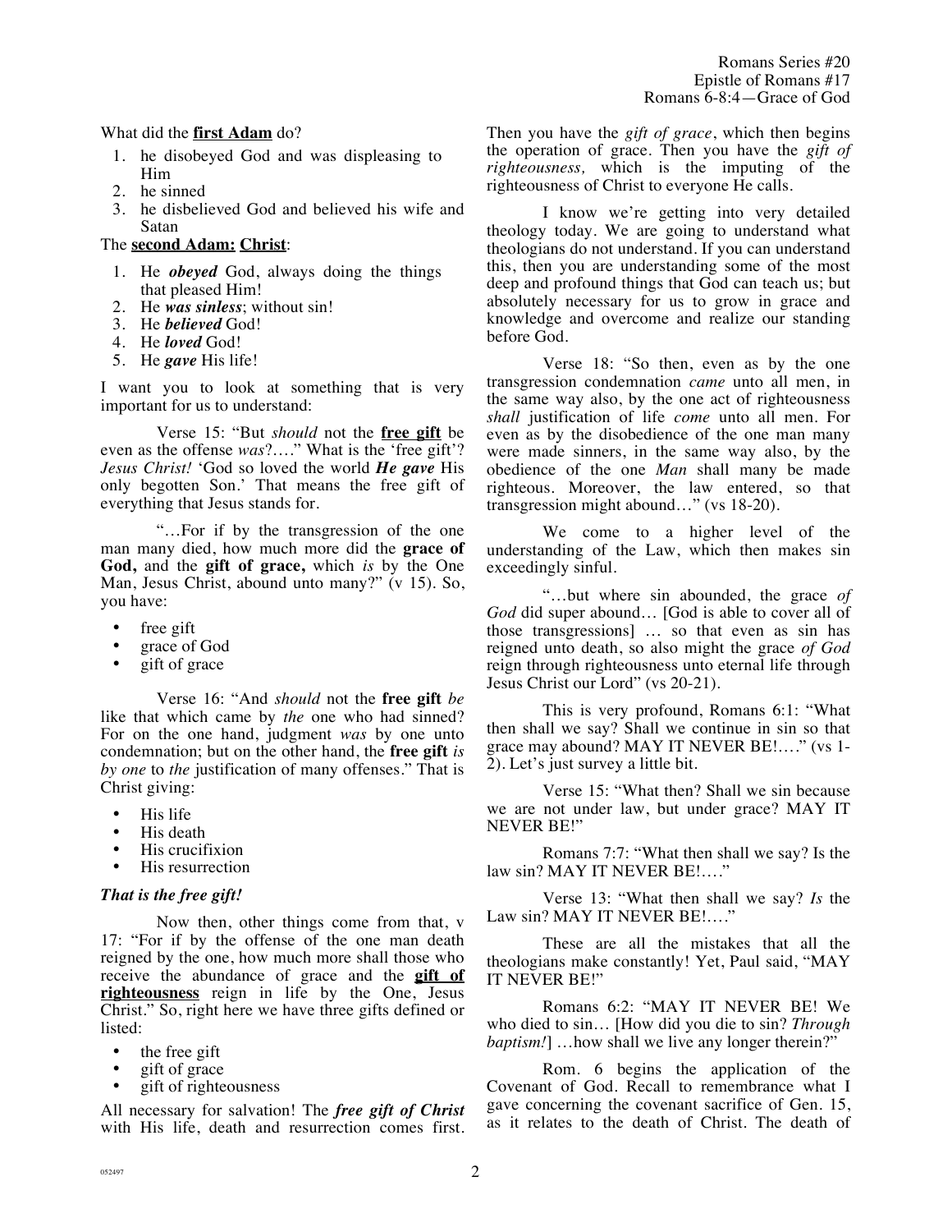What did the **first Adam** do?

1. he disobeyed God and was displeasing to Him
2. he sinned
3. he disbelieved God and believed his wife and Satan

The **second Adam: Christ**:

1. He ***obeyed*** God, always doing the things that pleased Him!
2. He ***was sinless***; without sin!
3. He ***believed*** God!
4. He ***loved*** God!
5. He ***gave*** His life!

I want you to look at something that is very important for us to understand:

Verse 15: "But *should* not the **free gift** be even as the offense *was*?…." What is the 'free gift'? *Jesus Christ!* 'God so loved the world ***He gave*** His only begotten Son.' That means the free gift of everything that Jesus stands for.

"…For if by the transgression of the one man many died, how much more did the **grace of God,** and the **gift of grace,** which *is* by the One Man, Jesus Christ, abound unto many?" (v 15). So, you have:

- free gift
- grace of God
- gift of grace

Verse 16: "And *should* not the **free gift** *be* like that which came by *the* one who had sinned? For on the one hand, judgment *was* by one unto condemnation; but on the other hand, the **free gift** *is by one* to *the* justification of many offenses." That is Christ giving:

- His life
- His death
- His crucifixion
- His resurrection

***That is the free gift!***

Now then, other things come from that, v 17: "For if by the offense of the one man death reigned by the one, how much more shall those who receive the abundance of grace and the **gift of righteousness** reign in life by the One, Jesus Christ." So, right here we have three gifts defined or listed:

- the free gift
- gift of grace
- gift of righteousness

All necessary for salvation! The ***free gift of Christ*** with His life, death and resurrection comes first. Then you have the *gift of grace*, which then begins the operation of grace. Then you have the *gift of righteousness,* which is the imputing of the righteousness of Christ to everyone He calls.

I know we're getting into very detailed theology today. We are going to understand what theologians do not understand. If you can understand this, then you are understanding some of the most deep and profound things that God can teach us; but absolutely necessary for us to grow in grace and knowledge and overcome and realize our standing before God.

Verse 18: "So then, even as by the one transgression condemnation *came* unto all men, in the same way also, by the one act of righteousness *shall* justification of life *come* unto all men. For even as by the disobedience of the one man many were made sinners, in the same way also, by the obedience of the one *Man* shall many be made righteous. Moreover, the law entered, so that transgression might abound…" (vs 18-20).

We come to a higher level of the understanding of the Law, which then makes sin exceedingly sinful.

"…but where sin abounded, the grace *of God* did super abound… [God is able to cover all of those transgressions] … so that even as sin has reigned unto death, so also might the grace *of God* reign through righteousness unto eternal life through Jesus Christ our Lord" (vs 20-21).

This is very profound, Romans 6:1: "What then shall we say? Shall we continue in sin so that grace may abound? MAY IT NEVER BE!…." (vs 1-2). Let's just survey a little bit.

Verse 15: "What then? Shall we sin because we are not under law, but under grace? MAY IT NEVER BE!"

Romans 7:7: "What then shall we say? Is the law sin? MAY IT NEVER BE!…."

Verse 13: "What then shall we say? *Is* the Law sin? MAY IT NEVER BE!…."

These are all the mistakes that all the theologians make constantly! Yet, Paul said, "MAY IT NEVER BE!"

Romans 6:2: "MAY IT NEVER BE! We who died to sin… [How did you die to sin? *Through baptism!*] …how shall we live any longer therein?"

Rom. 6 begins the application of the Covenant of God. Recall to remembrance what I gave concerning the covenant sacrifice of Gen. 15, as it relates to the death of Christ. The death of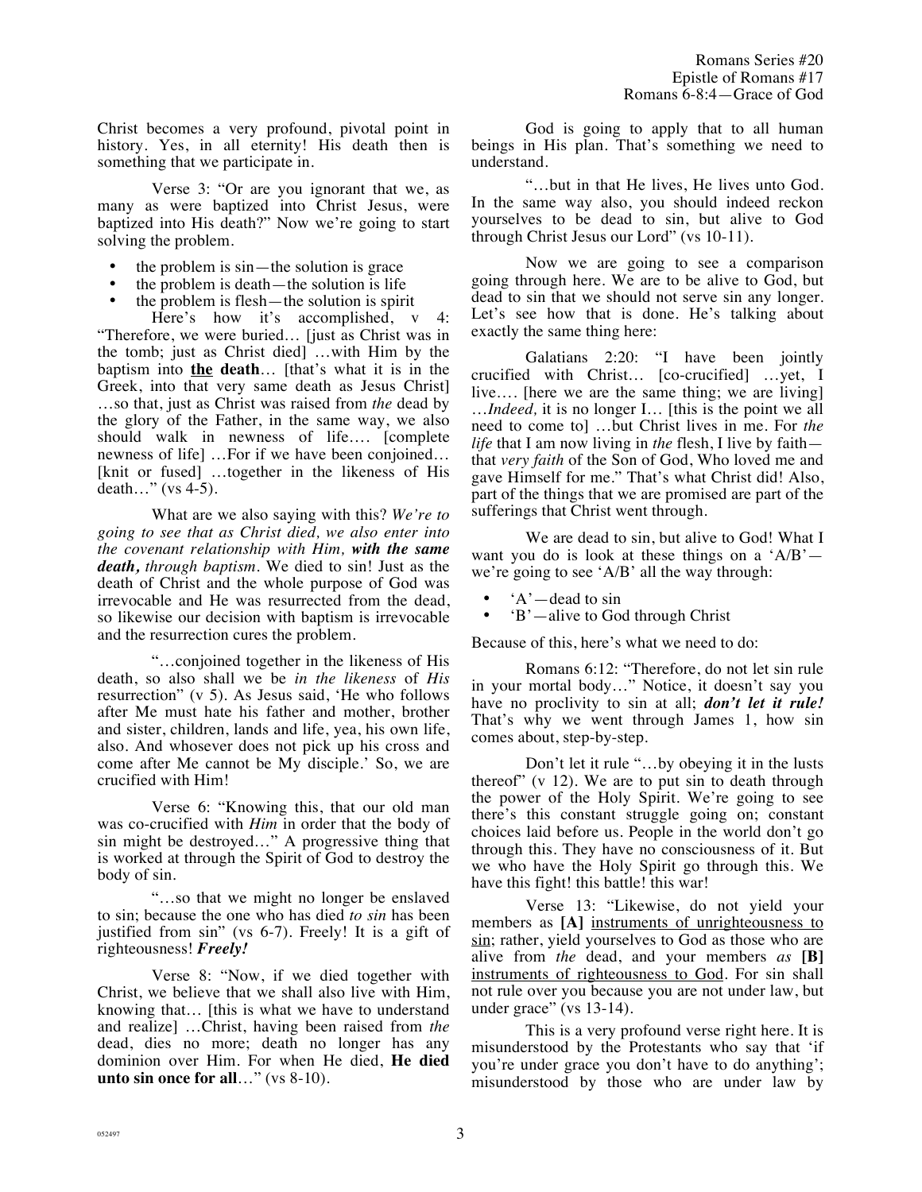Christ becomes a very profound, pivotal point in history. Yes, in all eternity! His death then is something that we participate in.

Verse 3: "Or are you ignorant that we, as many as were baptized into Christ Jesus, were baptized into His death?" Now we're going to start solving the problem.

- the problem is sin—the solution is grace
- the problem is death—the solution is life
- the problem is flesh—the solution is spirit

Here's how it's accomplished, v 4: "Therefore, we were buried… [just as Christ was in the tomb; just as Christ died] …with Him by the baptism into **the death**… [that's what it is in the Greek, into that very same death as Jesus Christ] …so that, just as Christ was raised from *the* dead by the glory of the Father, in the same way, we also should walk in newness of life…. [complete newness of life] …For if we have been conjoined… [knit or fused] …together in the likeness of His death…" (vs 4-5).

What are we also saying with this? *We're to going to see that as Christ died, we also enter into the covenant relationship with Him,* ***with the same death,*** *through baptism.* We died to sin! Just as the death of Christ and the whole purpose of God was irrevocable and He was resurrected from the dead, so likewise our decision with baptism is irrevocable and the resurrection cures the problem.

"…conjoined together in the likeness of His death, so also shall we be *in the likeness* of *His* resurrection" (v 5). As Jesus said, 'He who follows after Me must hate his father and mother, brother and sister, children, lands and life, yea, his own life, also. And whosever does not pick up his cross and come after Me cannot be My disciple.' So, we are crucified with Him!

Verse 6: "Knowing this, that our old man was co-crucified with *Him* in order that the body of sin might be destroyed…" A progressive thing that is worked at through the Spirit of God to destroy the body of sin.

"…so that we might no longer be enslaved to sin; because the one who has died *to sin* has been justified from sin" (vs 6-7). Freely! It is a gift of righteousness! ***Freely!***

Verse 8: "Now, if we died together with Christ, we believe that we shall also live with Him, knowing that… [this is what we have to understand and realize] …Christ, having been raised from *the* dead, dies no more; death no longer has any dominion over Him. For when He died, **He died unto sin once for all**…" (vs 8-10).

God is going to apply that to all human beings in His plan. That's something we need to understand.

"…but in that He lives, He lives unto God. In the same way also, you should indeed reckon yourselves to be dead to sin, but alive to God through Christ Jesus our Lord" (vs 10-11).

Now we are going to see a comparison going through here. We are to be alive to God, but dead to sin that we should not serve sin any longer. Let's see how that is done. He's talking about exactly the same thing here:

Galatians 2:20: "I have been jointly crucified with Christ… [co-crucified] …yet, I live…. [here we are the same thing; we are living] …*Indeed,* it is no longer I… [this is the point we all need to come to] …but Christ lives in me. For *the life* that I am now living in *the* flesh, I live by faith—that *very faith* of the Son of God, Who loved me and gave Himself for me." That's what Christ did! Also, part of the things that we are promised are part of the sufferings that Christ went through.

We are dead to sin, but alive to God! What I want you do is look at these things on a 'A/B'—we're going to see 'A/B' all the way through:

- 'A'—dead to sin
- 'B'—alive to God through Christ

Because of this, here's what we need to do:

Romans 6:12: "Therefore, do not let sin rule in your mortal body…" Notice, it doesn't say you have no proclivity to sin at all; ***don't let it rule!*** That's why we went through James 1, how sin comes about, step-by-step.

Don't let it rule "…by obeying it in the lusts thereof" (v 12). We are to put sin to death through the power of the Holy Spirit. We're going to see there's this constant struggle going on; constant choices laid before us. People in the world don't go through this. They have no consciousness of it. But we who have the Holy Spirit go through this. We have this fight! this battle! this war!

Verse 13: "Likewise, do not yield your members as **[A]** <u>instruments of unrighteousness to sin</u>; rather, yield yourselves to God as those who are alive from *the* dead, and your members *as* **[B]** <u>instruments of righteousness to God</u>. For sin shall not rule over you because you are not under law, but under grace" (vs 13-14).

This is a very profound verse right here. It is misunderstood by the Protestants who say that 'if you're under grace you don't have to do anything'; misunderstood by those who are under law by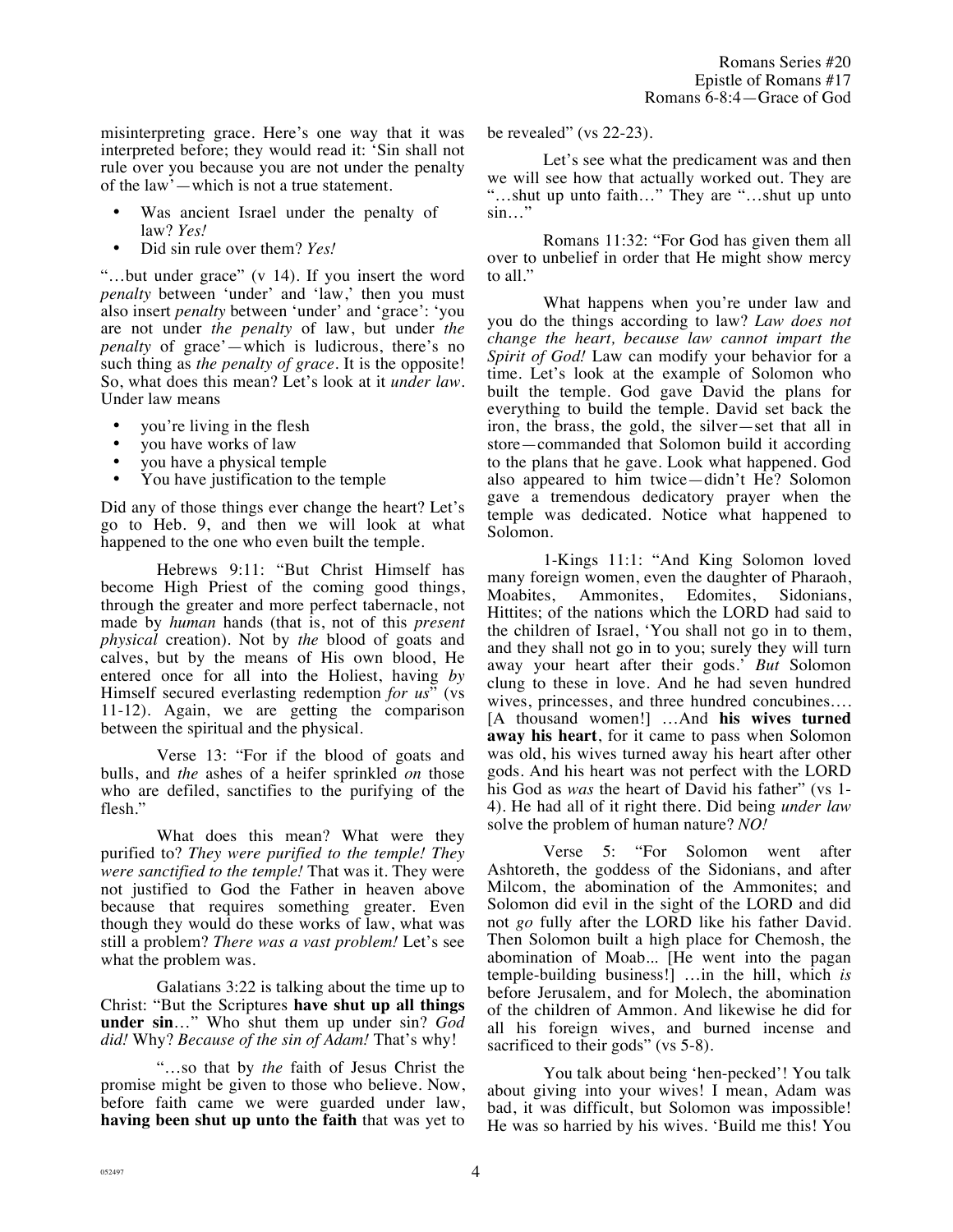misinterpreting grace. Here's one way that it was interpreted before; they would read it: 'Sin shall not rule over you because you are not under the penalty of the law'—which is not a true statement.

- Was ancient Israel under the penalty of law? *Yes!*
- Did sin rule over them? *Yes!*

"…but under grace" (v 14). If you insert the word *penalty* between 'under' and 'law,' then you must also insert *penalty* between 'under' and 'grace': 'you are not under *the penalty* of law, but under *the penalty* of grace'—which is ludicrous, there's no such thing as *the penalty of grace*. It is the opposite! So, what does this mean? Let's look at it *under law*. Under law means

- you're living in the flesh
- you have works of law
- you have a physical temple
- You have justification to the temple

Did any of those things ever change the heart? Let's go to Heb. 9, and then we will look at what happened to the one who even built the temple.

Hebrews 9:11: "But Christ Himself has become High Priest of the coming good things, through the greater and more perfect tabernacle, not made by *human* hands (that is, not of this *present physical* creation). Not by *the* blood of goats and calves, but by the means of His own blood, He entered once for all into the Holiest, having *by* Himself secured everlasting redemption *for us*" (vs 11-12). Again, we are getting the comparison between the spiritual and the physical.

Verse 13: "For if the blood of goats and bulls, and *the* ashes of a heifer sprinkled *on* those who are defiled, sanctifies to the purifying of the flesh."

What does this mean? What were they purified to? *They were purified to the temple! They were sanctified to the temple!* That was it. They were not justified to God the Father in heaven above because that requires something greater. Even though they would do these works of law, what was still a problem? *There was a vast problem!* Let's see what the problem was.

Galatians 3:22 is talking about the time up to Christ: "But the Scriptures **have shut up all things under sin**…" Who shut them up under sin? *God did!* Why? *Because of the sin of Adam!* That's why!

"…so that by *the* faith of Jesus Christ the promise might be given to those who believe. Now, before faith came we were guarded under law, **having been shut up unto the faith** that was yet to be revealed" (vs 22-23).

Let's see what the predicament was and then we will see how that actually worked out. They are "…shut up unto faith…" They are "…shut up unto sin…"

Romans 11:32: "For God has given them all over to unbelief in order that He might show mercy to all."

What happens when you're under law and you do the things according to law? *Law does not change the heart, because law cannot impart the Spirit of God!* Law can modify your behavior for a time. Let's look at the example of Solomon who built the temple. God gave David the plans for everything to build the temple. David set back the iron, the brass, the gold, the silver—set that all in store—commanded that Solomon build it according to the plans that he gave. Look what happened. God also appeared to him twice—didn't He? Solomon gave a tremendous dedicatory prayer when the temple was dedicated. Notice what happened to Solomon.

1-Kings 11:1: "And King Solomon loved many foreign women, even the daughter of Pharaoh, Moabites, Ammonites, Edomites, Sidonians, Hittites; of the nations which the LORD had said to the children of Israel, 'You shall not go in to them, and they shall not go in to you; surely they will turn away your heart after their gods.' *But* Solomon clung to these in love. And he had seven hundred wives, princesses, and three hundred concubines…. [A thousand women!] …And **his wives turned away his heart**, for it came to pass when Solomon was old, his wives turned away his heart after other gods. And his heart was not perfect with the LORD his God as *was* the heart of David his father" (vs 1-4). He had all of it right there. Did being *under law* solve the problem of human nature? *NO!*

Verse 5: "For Solomon went after Ashtoreth, the goddess of the Sidonians, and after Milcom, the abomination of the Ammonites; and Solomon did evil in the sight of the LORD and did not *go* fully after the LORD like his father David. Then Solomon built a high place for Chemosh, the abomination of Moab... [He went into the pagan temple-building business!] …in the hill, which *is* before Jerusalem, and for Molech, the abomination of the children of Ammon. And likewise he did for all his foreign wives, and burned incense and sacrificed to their gods" (vs 5-8).

You talk about being 'hen-pecked'! You talk about giving into your wives! I mean, Adam was bad, it was difficult, but Solomon was impossible! He was so harried by his wives. 'Build me this! You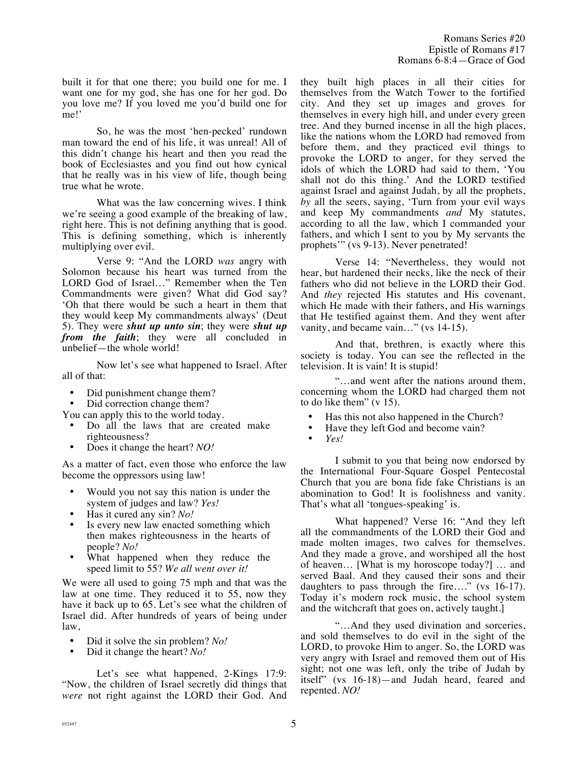built it for that one there; you build one for me. I want one for my god, she has one for her god. Do you love me? If you loved me you'd build one for me!'

So, he was the most 'hen-pecked' rundown man toward the end of his life, it was unreal! All of this didn't change his heart and then you read the book of Ecclesiastes and you find out how cynical that he really was in his view of life, though being true what he wrote.

What was the law concerning wives. I think we're seeing a good example of the breaking of law, right here. This is not defining anything that is good. This is defining something, which is inherently multiplying over evil.

Verse 9: "And the LORD *was* angry with Solomon because his heart was turned from the LORD God of Israel…" Remember when the Ten Commandments were given? What did God say? 'Oh that there would be such a heart in them that they would keep My commandments always' (Deut 5). They were ***shut up unto sin***; they were ***shut up from the faith***; they were all concluded in unbelief—the whole world!

Now let's see what happened to Israel. After all of that:

- Did punishment change them?
- Did correction change them?

You can apply this to the world today.

- Do all the laws that are created make righteousness?
- Does it change the heart? *NO!*

As a matter of fact, even those who enforce the law become the oppressors using law!

- Would you not say this nation is under the system of judges and law? *Yes!*
- Has it cured any sin? *No!*
- Is every new law enacted something which then makes righteousness in the hearts of people? *No!*
- What happened when they reduce the speed limit to 55? *We all went over it!*

We were all used to going 75 mph and that was the law at one time. They reduced it to 55, now they have it back up to 65. Let's see what the children of Israel did. After hundreds of years of being under law,

- Did it solve the sin problem? *No!*
- Did it change the heart? *No!*

Let's see what happened, 2-Kings 17:9: "Now, the children of Israel secretly did things that *were* not right against the LORD their God. And they built high places in all their cities for themselves from the Watch Tower to the fortified city. And they set up images and groves for themselves in every high hill, and under every green tree. And they burned incense in all the high places, like the nations whom the LORD had removed from before them, and they practiced evil things to provoke the LORD to anger, for they served the idols of which the LORD had said to them, 'You shall not do this thing.' And the LORD testified against Israel and against Judah, by all the prophets, *by* all the seers, saying, 'Turn from your evil ways and keep My commandments *and* My statutes, according to all the law, which I commanded your fathers, and which I sent to you by My servants the prophets'" (vs 9-13). Never penetrated!

Verse 14: "Nevertheless, they would not hear, but hardened their necks, like the neck of their fathers who did not believe in the LORD their God. And *they* rejected His statutes and His covenant, which He made with their fathers, and His warnings that He testified against them. And they went after vanity, and became vain…" (vs 14-15).

And that, brethren, is exactly where this society is today. You can see the reflected in the television. It is vain! It is stupid!

"…and went after the nations around them, concerning whom the LORD had charged them not to do like them" (v 15).

- Has this not also happened in the Church?
- Have they left God and become vain?
- *Yes!*

I submit to you that being now endorsed by the International Four-Square Gospel Pentecostal Church that you are bona fide fake Christians is an abomination to God! It is foolishness and vanity. That's what all 'tongues-speaking' is.

What happened? Verse 16: "And they left all the commandments of the LORD their God and made molten images, two calves for themselves. And they made a grove, and worshiped all the host of heaven… [What is my horoscope today?] … and served Baal. And they caused their sons and their daughters to pass through the fire…." (vs 16-17). Today it's modern rock music, the school system and the witchcraft that goes on, actively taught.]

"…And they used divination and sorceries, and sold themselves to do evil in the sight of the LORD, to provoke Him to anger. So, the LORD was very angry with Israel and removed them out of His sight; not one was left, only the tribe of Judah by itself" (vs 16-18)—and Judah heard, feared and repented. *NO!*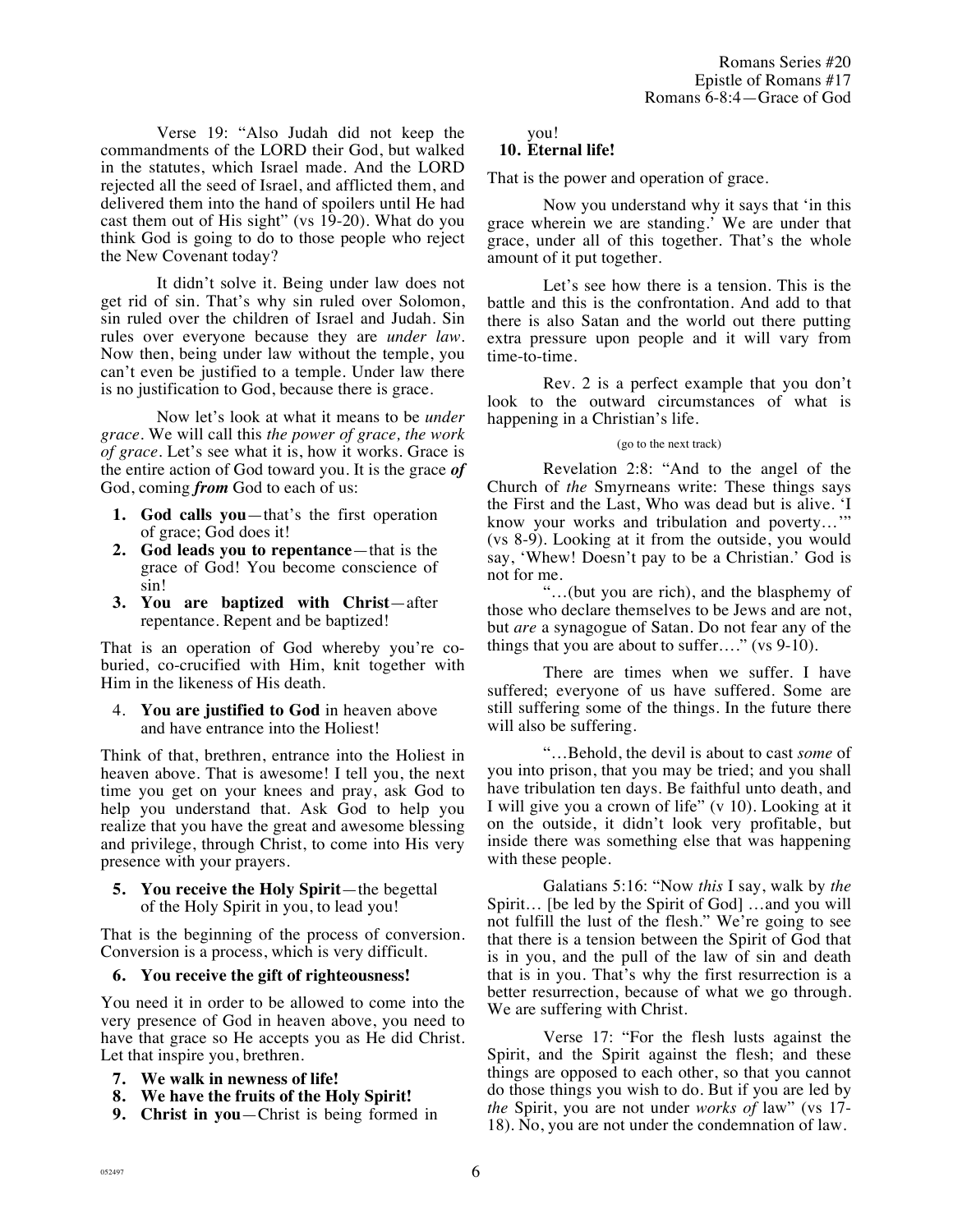Verse 19: "Also Judah did not keep the commandments of the LORD their God, but walked in the statutes, which Israel made. And the LORD rejected all the seed of Israel, and afflicted them, and delivered them into the hand of spoilers until He had cast them out of His sight" (vs 19-20). What do you think God is going to do to those people who reject the New Covenant today?

It didn't solve it. Being under law does not get rid of sin. That's why sin ruled over Solomon, sin ruled over the children of Israel and Judah. Sin rules over everyone because they are *under law*. Now then, being under law without the temple, you can't even be justified to a temple. Under law there is no justification to God, because there is grace.

Now let's look at what it means to be *under grace*. We will call this *the power of grace, the work of grace*. Let's see what it is, how it works. Grace is the entire action of God toward you. It is the grace ***of*** God, coming ***from*** God to each of us:

1. **God calls you**—that's the first operation of grace; God does it!
2. **God leads you to repentance**—that is the grace of God! You become conscience of sin!
3. **You are baptized with Christ**—after repentance. Repent and be baptized!

That is an operation of God whereby you're co-buried, co-crucified with Him, knit together with Him in the likeness of His death.

4. **You are justified to God** in heaven above and have entrance into the Holiest!

Think of that, brethren, entrance into the Holiest in heaven above. That is awesome! I tell you, the next time you get on your knees and pray, ask God to help you understand that. Ask God to help you realize that you have the great and awesome blessing and privilege, through Christ, to come into His very presence with your prayers.

5. **You receive the Holy Spirit**—the begettal of the Holy Spirit in you, to lead you!

That is the beginning of the process of conversion. Conversion is a process, which is very difficult.

6. **You receive the gift of righteousness!**

You need it in order to be allowed to come into the very presence of God in heaven above, you need to have that grace so He accepts you as He did Christ. Let that inspire you, brethren.

7. **We walk in newness of life!**
8. **We have the fruits of the Holy Spirit!**
9. **Christ in you**—Christ is being formed in you!
10. **Eternal life!**

That is the power and operation of grace.

Now you understand why it says that 'in this grace wherein we are standing.' We are under that grace, under all of this together. That's the whole amount of it put together.

Let's see how there is a tension. This is the battle and this is the confrontation. And add to that there is also Satan and the world out there putting extra pressure upon people and it will vary from time-to-time.

Rev. 2 is a perfect example that you don't look to the outward circumstances of what is happening in a Christian's life.

(go to the next track)

Revelation 2:8: "And to the angel of the Church of *the* Smyrneans write: These things says the First and the Last, Who was dead but is alive. 'I know your works and tribulation and poverty…'" (vs 8-9). Looking at it from the outside, you would say, 'Whew! Doesn't pay to be a Christian.' God is not for me.

"…(but you are rich), and the blasphemy of those who declare themselves to be Jews and are not, but *are* a synagogue of Satan. Do not fear any of the things that you are about to suffer…." (vs 9-10).

There are times when we suffer. I have suffered; everyone of us have suffered. Some are still suffering some of the things. In the future there will also be suffering.

"…Behold, the devil is about to cast *some* of you into prison, that you may be tried; and you shall have tribulation ten days. Be faithful unto death, and I will give you a crown of life" (v 10). Looking at it on the outside, it didn't look very profitable, but inside there was something else that was happening with these people.

Galatians 5:16: "Now *this* I say, walk by *the* Spirit… [be led by the Spirit of God] …and you will not fulfill the lust of the flesh." We're going to see that there is a tension between the Spirit of God that is in you, and the pull of the law of sin and death that is in you. That's why the first resurrection is a better resurrection, because of what we go through. We are suffering with Christ.

Verse 17: "For the flesh lusts against the Spirit, and the Spirit against the flesh; and these things are opposed to each other, so that you cannot do those things you wish to do. But if you are led by *the* Spirit, you are not under *works of* law" (vs 17-18). No, you are not under the condemnation of law.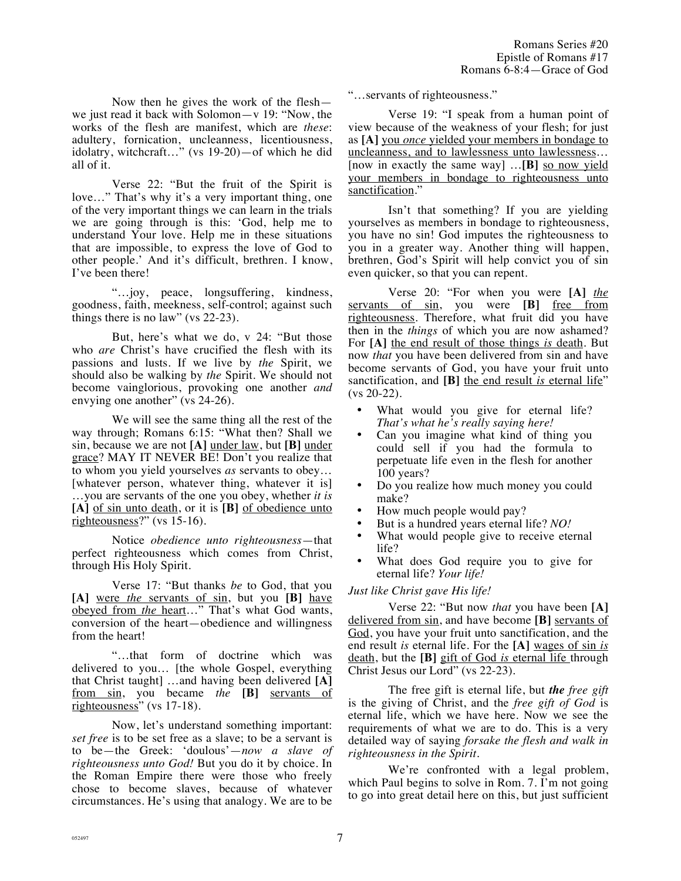Now then he gives the work of the flesh—we just read it back with Solomon—v 19: "Now, the works of the flesh are manifest, which are *these*: adultery, fornication, uncleanness, licentiousness, idolatry, witchcraft…" (vs 19-20)—of which he did all of it.

Verse 22: "But the fruit of the Spirit is love…" That's why it's a very important thing, one of the very important things we can learn in the trials we are going through is this: 'God, help me to understand Your love. Help me in these situations that are impossible, to express the love of God to other people.' And it's difficult, brethren. I know, I've been there!

"…joy, peace, longsuffering, kindness, goodness, faith, meekness, self-control; against such things there is no law" (vs 22-23).

But, here's what we do, v 24: "But those who *are* Christ's have crucified the flesh with its passions and lusts. If we live by *the* Spirit, we should also be walking by *the* Spirit. We should not become vainglorious, provoking one another *and* envying one another" (vs 24-26).

We will see the same thing all the rest of the way through; Romans 6:15: "What then? Shall we sin, because we are not **[A]** <u>under law</u>, but **[B]** <u>under grace</u>? MAY IT NEVER BE! Don't you realize that to whom you yield yourselves *as* servants to obey… [whatever person, whatever thing, whatever it is] …you are servants of the one you obey, whether *it is* **[A]** <u>of sin unto death</u>, or it is **[B]** <u>of obedience unto righteousness</u>?" (vs 15-16).

Notice *obedience unto righteousness*—that perfect righteousness which comes from Christ, through His Holy Spirit.

Verse 17: "But thanks *be* to God, that you **[A]** <u>were *the* servants of sin</u>, but you **[B]** <u>have obeyed from *the* heart</u>…" That's what God wants, conversion of the heart—obedience and willingness from the heart!

"…that form of doctrine which was delivered to you… [the whole Gospel, everything that Christ taught] …and having been delivered **[A]** <u>from sin</u>, you became *the* **[B]** <u>servants of righteousness</u>" (vs 17-18).

Now, let's understand something important: *set free* is to be set free as a slave; to be a servant is to be—the Greek: 'doulous'—*now a slave of righteousness unto God!* But you do it by choice. In the Roman Empire there were those who freely chose to become slaves, because of whatever circumstances. He's using that analogy. We are to be "…servants of righteousness."

Verse 19: "I speak from a human point of view because of the weakness of your flesh; for just as **[A]** <u>you *once* yielded your members in bondage to uncleanness, and to lawlessness unto lawlessness</u>… [now in exactly the same way] …**[B]** <u>so now yield your members in bondage to righteousness unto sanctification</u>."

Isn't that something? If you are yielding yourselves as members in bondage to righteousness, you have no sin! God imputes the righteousness to you in a greater way. Another thing will happen, brethren, God's Spirit will help convict you of sin even quicker, so that you can repent.

Verse 20: "For when you were **[A]** <u>*the* servants of sin</u>, you were **[B]** <u>free from righteousness</u>. Therefore, what fruit did you have then in the *things* of which you are now ashamed? For **[A]** <u>the end result of those things *is* death</u>. But now *that* you have been delivered from sin and have become servants of God, you have your fruit unto sanctification, and **[B]** <u>the end result *is* eternal life</u>" (vs 20-22).

- What would you give for eternal life? *That's what he's really saying here!*
- Can you imagine what kind of thing you could sell if you had the formula to perpetuate life even in the flesh for another 100 years?
- Do you realize how much money you could make?
- How much people would pay?
- But is a hundred years eternal life? *NO!*
- What would people give to receive eternal life?
- What does God require you to give for eternal life? *Your life!*

*Just like Christ gave His life!*

Verse 22: "But now *that* you have been **[A]** <u>delivered from sin</u>, and have become **[B]** <u>servants of God</u>, you have your fruit unto sanctification, and the end result *is* eternal life. For the **[A]** <u>wages of sin *is* death</u>, but the **[B]** <u>gift of God *is* eternal life</u> through Christ Jesus our Lord" (vs 22-23).

The free gift is eternal life, but ***the*** *free gift* is the giving of Christ, and the *free gift of God* is eternal life, which we have here. Now we see the requirements of what we are to do. This is a very detailed way of saying *forsake the flesh and walk in righteousness in the Spirit.*

We're confronted with a legal problem, which Paul begins to solve in Rom. 7. I'm not going to go into great detail here on this, but just sufficient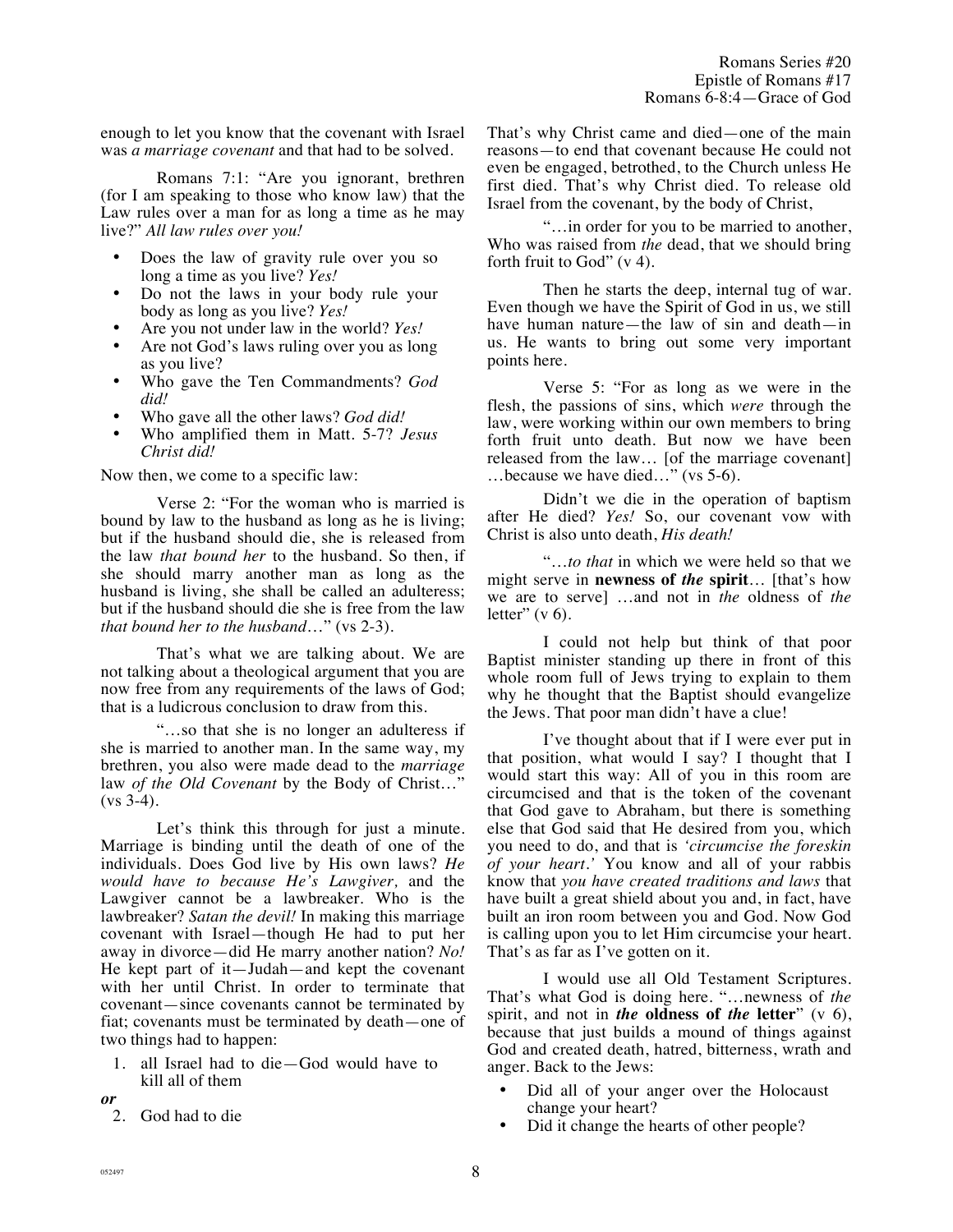enough to let you know that the covenant with Israel was *a marriage covenant* and that had to be solved.

Romans 7:1: "Are you ignorant, brethren (for I am speaking to those who know law) that the Law rules over a man for as long a time as he may live?" *All law rules over you!*

- Does the law of gravity rule over you so long a time as you live? *Yes!*
- Do not the laws in your body rule your body as long as you live? *Yes!*
- Are you not under law in the world? *Yes!*
- Are not God's laws ruling over you as long as you live?
- Who gave the Ten Commandments? *God did!*
- Who gave all the other laws? *God did!*
- Who amplified them in Matt. 5-7? *Jesus Christ did!*

Now then, we come to a specific law:

Verse 2: "For the woman who is married is bound by law to the husband as long as he is living; but if the husband should die, she is released from the law *that bound her* to the husband. So then, if she should marry another man as long as the husband is living, she shall be called an adulteress; but if the husband should die she is free from the law *that bound her to the husband*…" (vs 2-3).

That's what we are talking about. We are not talking about a theological argument that you are now free from any requirements of the laws of God; that is a ludicrous conclusion to draw from this.

"…so that she is no longer an adulteress if she is married to another man. In the same way, my brethren, you also were made dead to the *marriage* law *of the Old Covenant* by the Body of Christ…" (vs 3-4).

Let's think this through for just a minute. Marriage is binding until the death of one of the individuals. Does God live by His own laws? *He would have to because He's Lawgiver,* and the Lawgiver cannot be a lawbreaker. Who is the lawbreaker? *Satan the devil!* In making this marriage covenant with Israel—though He had to put her away in divorce—did He marry another nation? *No!* He kept part of it—Judah—and kept the covenant with her until Christ. In order to terminate that covenant—since covenants cannot be terminated by fiat; covenants must be terminated by death—one of two things had to happen:

1. all Israel had to die—God would have to kill all of them

***or***

2. God had to die

That's why Christ came and died—one of the main reasons—to end that covenant because He could not even be engaged, betrothed, to the Church unless He first died. That's why Christ died. To release old Israel from the covenant, by the body of Christ,

"…in order for you to be married to another, Who was raised from *the* dead, that we should bring forth fruit to God" (v 4).

Then he starts the deep, internal tug of war. Even though we have the Spirit of God in us, we still have human nature—the law of sin and death—in us. He wants to bring out some very important points here.

Verse 5: "For as long as we were in the flesh, the passions of sins, which *were* through the law, were working within our own members to bring forth fruit unto death. But now we have been released from the law… [of the marriage covenant] …because we have died…" (vs 5-6).

Didn't we die in the operation of baptism after He died? *Yes!* So, our covenant vow with Christ is also unto death, *His death!*

"…*to that* in which we were held so that we might serve in **newness of *the* spirit**… [that's how we are to serve] …and not in *the* oldness of *the* letter" (v 6).

I could not help but think of that poor Baptist minister standing up there in front of this whole room full of Jews trying to explain to them why he thought that the Baptist should evangelize the Jews. That poor man didn't have a clue!

I've thought about that if I were ever put in that position, what would I say? I thought that I would start this way: All of you in this room are circumcised and that is the token of the covenant that God gave to Abraham, but there is something else that God said that He desired from you, which you need to do, and that is *'circumcise the foreskin of your heart.'* You know and all of your rabbis know that *you have created traditions and laws* that have built a great shield about you and, in fact, have built an iron room between you and God. Now God is calling upon you to let Him circumcise your heart. That's as far as I've gotten on it.

I would use all Old Testament Scriptures. That's what God is doing here. "…newness of *the* spirit, and not in ***the* oldness of *the* letter**" (v 6), because that just builds a mound of things against God and created death, hatred, bitterness, wrath and anger. Back to the Jews:

- Did all of your anger over the Holocaust change your heart?
- Did it change the hearts of other people?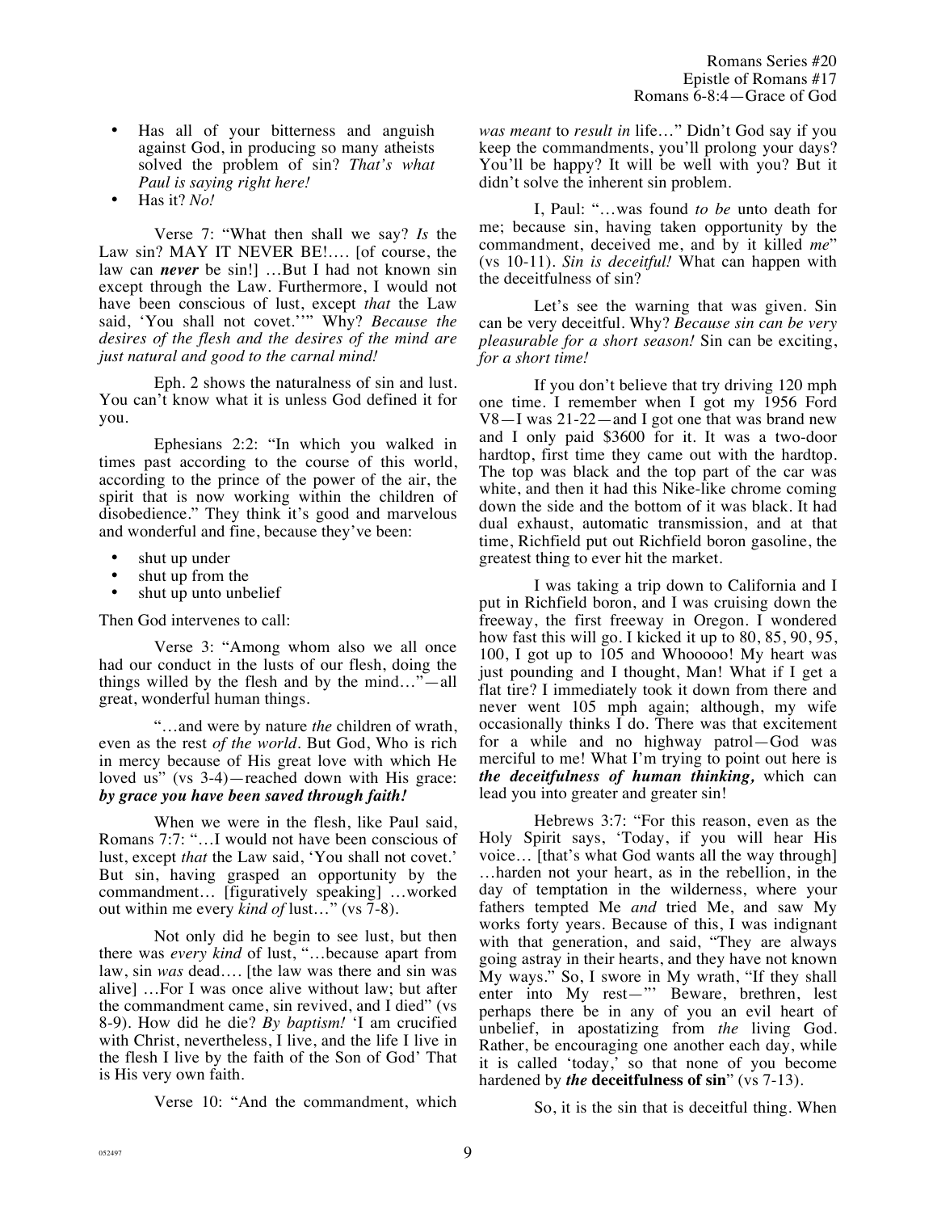- Has all of your bitterness and anguish against God, in producing so many atheists solved the problem of sin? *That's what Paul is saying right here!*
- Has it? *No!*

Verse 7: "What then shall we say? *Is* the Law sin? MAY IT NEVER BE!…. [of course, the law can ***never*** be sin!] …But I had not known sin except through the Law. Furthermore, I would not have been conscious of lust, except *that* the Law said, 'You shall not covet.''" Why? *Because the desires of the flesh and the desires of the mind are just natural and good to the carnal mind!*

Eph. 2 shows the naturalness of sin and lust. You can't know what it is unless God defined it for you.

Ephesians 2:2: "In which you walked in times past according to the course of this world, according to the prince of the power of the air, the spirit that is now working within the children of disobedience." They think it's good and marvelous and wonderful and fine, because they've been:

- shut up under
- shut up from the
- shut up unto unbelief

Then God intervenes to call:

Verse 3: "Among whom also we all once had our conduct in the lusts of our flesh, doing the things willed by the flesh and by the mind…"—all great, wonderful human things.

"…and were by nature *the* children of wrath, even as the rest *of the world*. But God, Who is rich in mercy because of His great love with which He loved us" (vs 3-4)—reached down with His grace: ***by grace you have been saved through faith!***

When we were in the flesh, like Paul said, Romans 7:7: "…I would not have been conscious of lust, except *that* the Law said, 'You shall not covet.' But sin, having grasped an opportunity by the commandment… [figuratively speaking] …worked out within me every *kind of* lust…" (vs 7-8).

Not only did he begin to see lust, but then there was *every kind* of lust, "…because apart from law, sin *was* dead…. [the law was there and sin was alive] …For I was once alive without law; but after the commandment came, sin revived, and I died" (vs 8-9). How did he die? *By baptism!* 'I am crucified with Christ, nevertheless, I live, and the life I live in the flesh I live by the faith of the Son of God' That is His very own faith.

Verse 10: "And the commandment, which *was meant* to *result in* life…" Didn't God say if you keep the commandments, you'll prolong your days? You'll be happy? It will be well with you? But it didn't solve the inherent sin problem.

I, Paul: "…was found *to be* unto death for me; because sin, having taken opportunity by the commandment, deceived me, and by it killed *me*" (vs 10-11). *Sin is deceitful!* What can happen with the deceitfulness of sin?

Let's see the warning that was given. Sin can be very deceitful. Why? *Because sin can be very pleasurable for a short season!* Sin can be exciting, *for a short time!*

If you don't believe that try driving 120 mph one time. I remember when I got my 1956 Ford V8—I was 21-22—and I got one that was brand new and I only paid $3600 for it. It was a two-door hardtop, first time they came out with the hardtop. The top was black and the top part of the car was white, and then it had this Nike-like chrome coming down the side and the bottom of it was black. It had dual exhaust, automatic transmission, and at that time, Richfield put out Richfield boron gasoline, the greatest thing to ever hit the market.

I was taking a trip down to California and I put in Richfield boron, and I was cruising down the freeway, the first freeway in Oregon. I wondered how fast this will go. I kicked it up to 80, 85, 90, 95, 100, I got up to 105 and Whooooo! My heart was just pounding and I thought, Man! What if I get a flat tire? I immediately took it down from there and never went 105 mph again; although, my wife occasionally thinks I do. There was that excitement for a while and no highway patrol—God was merciful to me! What I'm trying to point out here is ***the deceitfulness of human thinking,*** which can lead you into greater and greater sin!

Hebrews 3:7: "For this reason, even as the Holy Spirit says, 'Today, if you will hear His voice… [that's what God wants all the way through] …harden not your heart, as in the rebellion, in the day of temptation in the wilderness, where your fathers tempted Me *and* tried Me, and saw My works forty years. Because of this, I was indignant with that generation, and said, "They are always going astray in their hearts, and they have not known My ways." So, I swore in My wrath, "If they shall enter into My rest—"' Beware, brethren, lest perhaps there be in any of you an evil heart of unbelief, in apostatizing from *the* living God. Rather, be encouraging one another each day, while it is called 'today,' so that none of you become hardened by ***the* deceitfulness of sin**" (vs 7-13).

So, it is the sin that is deceitful thing. When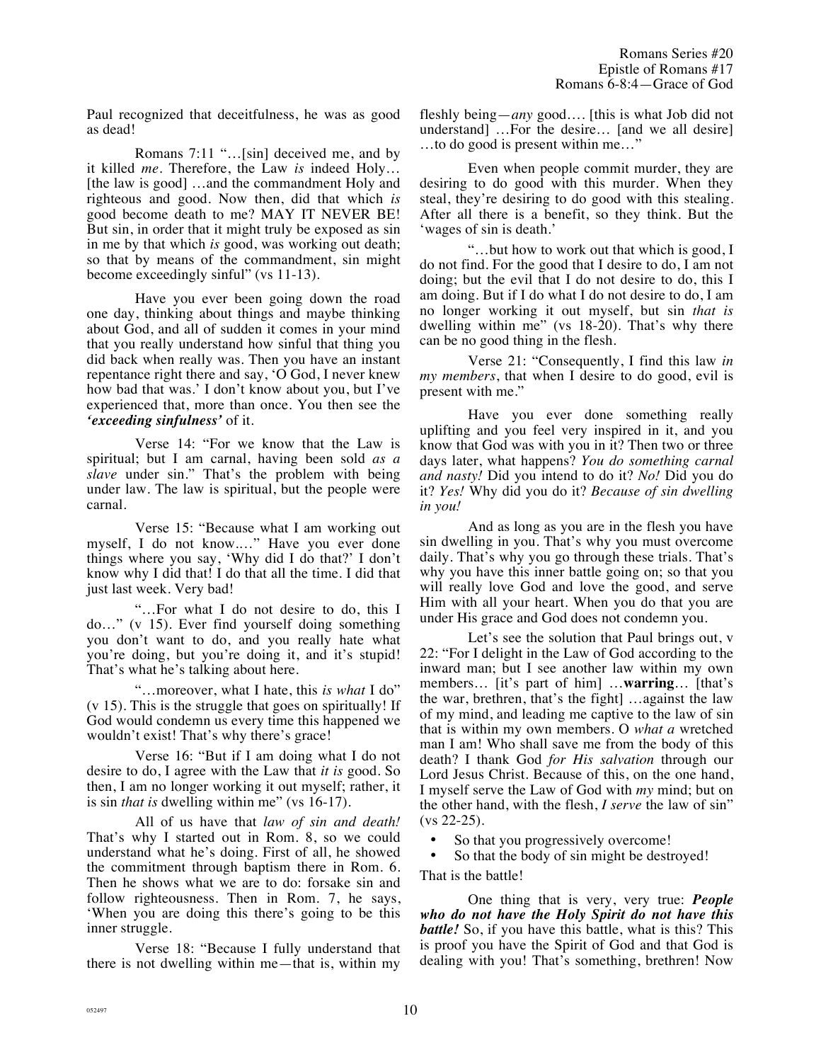Paul recognized that deceitfulness, he was as good as dead!

Romans 7:11 "…[sin] deceived me, and by it killed *me*. Therefore, the Law *is* indeed Holy… [the law is good] …and the commandment Holy and righteous and good. Now then, did that which *is* good become death to me? MAY IT NEVER BE! But sin, in order that it might truly be exposed as sin in me by that which *is* good, was working out death; so that by means of the commandment, sin might become exceedingly sinful" (vs 11-13).

Have you ever been going down the road one day, thinking about things and maybe thinking about God, and all of sudden it comes in your mind that you really understand how sinful that thing you did back when really was. Then you have an instant repentance right there and say, 'O God, I never knew how bad that was.' I don't know about you, but I've experienced that, more than once. You then see the ***'exceeding sinfulness'*** of it.

Verse 14: "For we know that the Law is spiritual; but I am carnal, having been sold *as a slave* under sin." That's the problem with being under law. The law is spiritual, but the people were carnal.

Verse 15: "Because what I am working out myself, I do not know.…" Have you ever done things where you say, 'Why did I do that?' I don't know why I did that! I do that all the time. I did that just last week. Very bad!

"…For what I do not desire to do, this I do…" (v 15). Ever find yourself doing something you don't want to do, and you really hate what you're doing, but you're doing it, and it's stupid! That's what he's talking about here.

"…moreover, what I hate, this *is what* I do" (v 15). This is the struggle that goes on spiritually! If God would condemn us every time this happened we wouldn't exist! That's why there's grace!

Verse 16: "But if I am doing what I do not desire to do, I agree with the Law that *it is* good. So then, I am no longer working it out myself; rather, it is sin *that is* dwelling within me" (vs 16-17).

All of us have that *law of sin and death!* That's why I started out in Rom. 8, so we could understand what he's doing. First of all, he showed the commitment through baptism there in Rom. 6. Then he shows what we are to do: forsake sin and follow righteousness. Then in Rom. 7, he says, 'When you are doing this there's going to be this inner struggle.

Verse 18: "Because I fully understand that there is not dwelling within me—that is, within my fleshly being—*any* good…. [this is what Job did not understand] …For the desire… [and we all desire] …to do good is present within me…"

Even when people commit murder, they are desiring to do good with this murder. When they steal, they're desiring to do good with this stealing. After all there is a benefit, so they think. But the 'wages of sin is death.'

"…but how to work out that which is good, I do not find. For the good that I desire to do, I am not doing; but the evil that I do not desire to do, this I am doing. But if I do what I do not desire to do, I am no longer working it out myself, but sin *that is* dwelling within me" (vs 18-20). That's why there can be no good thing in the flesh.

Verse 21: "Consequently, I find this law *in my members*, that when I desire to do good, evil is present with me."

Have you ever done something really uplifting and you feel very inspired in it, and you know that God was with you in it? Then two or three days later, what happens? *You do something carnal and nasty!* Did you intend to do it? *No!* Did you do it? *Yes!* Why did you do it? *Because of sin dwelling in you!*

And as long as you are in the flesh you have sin dwelling in you. That's why you must overcome daily. That's why you go through these trials. That's why you have this inner battle going on; so that you will really love God and love the good, and serve Him with all your heart. When you do that you are under His grace and God does not condemn you.

Let's see the solution that Paul brings out, v 22: "For I delight in the Law of God according to the inward man; but I see another law within my own members… [it's part of him] …**warring**… [that's the war, brethren, that's the fight] …against the law of my mind, and leading me captive to the law of sin that is within my own members. O *what a* wretched man I am! Who shall save me from the body of this death? I thank God *for His salvation* through our Lord Jesus Christ. Because of this, on the one hand, I myself serve the Law of God with *my* mind; but on the other hand, with the flesh, *I serve* the law of sin" (vs 22-25).

- So that you progressively overcome!
- So that the body of sin might be destroyed!

That is the battle!

One thing that is very, very true: ***People who do not have the Holy Spirit do not have this battle!*** So, if you have this battle, what is this? This is proof you have the Spirit of God and that God is dealing with you! That's something, brethren! Now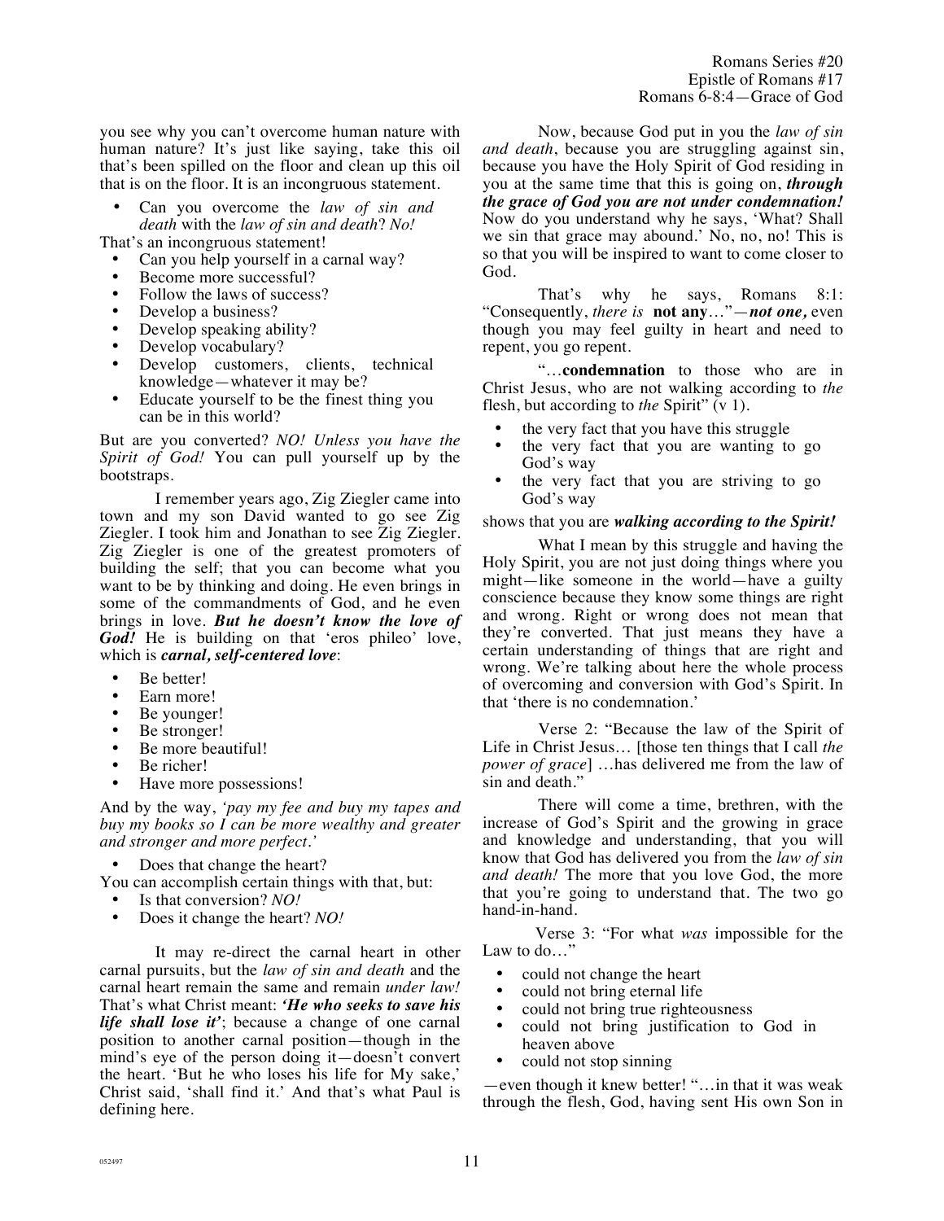you see why you can't overcome human nature with human nature? It's just like saying, take this oil that's been spilled on the floor and clean up this oil that is on the floor. It is an incongruous statement.

- Can you overcome the *law of sin and death* with the *law of sin and death*? *No!*

That's an incongruous statement!

- Can you help yourself in a carnal way?
- Become more successful?
- Follow the laws of success?
- Develop a business?
- Develop speaking ability?
- Develop vocabulary?
- Develop customers, clients, technical knowledge—whatever it may be?
- Educate yourself to be the finest thing you can be in this world?

But are you converted? *NO! Unless you have the Spirit of God!* You can pull yourself up by the bootstraps.

I remember years ago, Zig Ziegler came into town and my son David wanted to go see Zig Ziegler. I took him and Jonathan to see Zig Ziegler. Zig Ziegler is one of the greatest promoters of building the self; that you can become what you want to be by thinking and doing. He even brings in some of the commandments of God, and he even brings in love. ***But he doesn't know the love of God!*** He is building on that 'eros phileo' love, which is ***carnal, self-centered love***:

- Be better!
- Earn more!
- Be younger!
- Be stronger!
- Be more beautiful!
- Be richer!
- Have more possessions!

And by the way, *'pay my fee and buy my tapes and buy my books so I can be more wealthy and greater and stronger and more perfect.'*

- Does that change the heart?

You can accomplish certain things with that, but:

- Is that conversion? *NO!*
- Does it change the heart? *NO!*

It may re-direct the carnal heart in other carnal pursuits, but the *law of sin and death* and the carnal heart remain the same and remain *under law!* That's what Christ meant: ***'He who seeks to save his life shall lose it'***; because a change of one carnal position to another carnal position—though in the mind's eye of the person doing it—doesn't convert the heart. 'But he who loses his life for My sake,' Christ said, 'shall find it.' And that's what Paul is defining here.

Now, because God put in you the *law of sin and death*, because you are struggling against sin, because you have the Holy Spirit of God residing in you at the same time that this is going on, ***through the grace of God you are not under condemnation!*** Now do you understand why he says, 'What? Shall we sin that grace may abound.' No, no, no! This is so that you will be inspired to want to come closer to God.

That's why he says, Romans 8:1: "Consequently, *there is* **not any**…"—***not one,*** even though you may feel guilty in heart and need to repent, you go repent.

"…**condemnation** to those who are in Christ Jesus, who are not walking according to *the* flesh, but according to *the* Spirit" (v 1).

- the very fact that you have this struggle
- the very fact that you are wanting to go God's way
- the very fact that you are striving to go God's way

shows that you are ***walking according to the Spirit!***

What I mean by this struggle and having the Holy Spirit, you are not just doing things where you might—like someone in the world—have a guilty conscience because they know some things are right and wrong. Right or wrong does not mean that they're converted. That just means they have a certain understanding of things that are right and wrong. We're talking about here the whole process of overcoming and conversion with God's Spirit. In that 'there is no condemnation.'

Verse 2: "Because the law of the Spirit of Life in Christ Jesus… [those ten things that I call *the power of grace*] …has delivered me from the law of sin and death."

There will come a time, brethren, with the increase of God's Spirit and the growing in grace and knowledge and understanding, that you will know that God has delivered you from the *law of sin and death!* The more that you love God, the more that you're going to understand that. The two go hand-in-hand.

Verse 3: "For what *was* impossible for the Law to do…"

- could not change the heart
- could not bring eternal life
- could not bring true righteousness
- could not bring justification to God in heaven above
- could not stop sinning

—even though it knew better! "…in that it was weak through the flesh, God, having sent His own Son in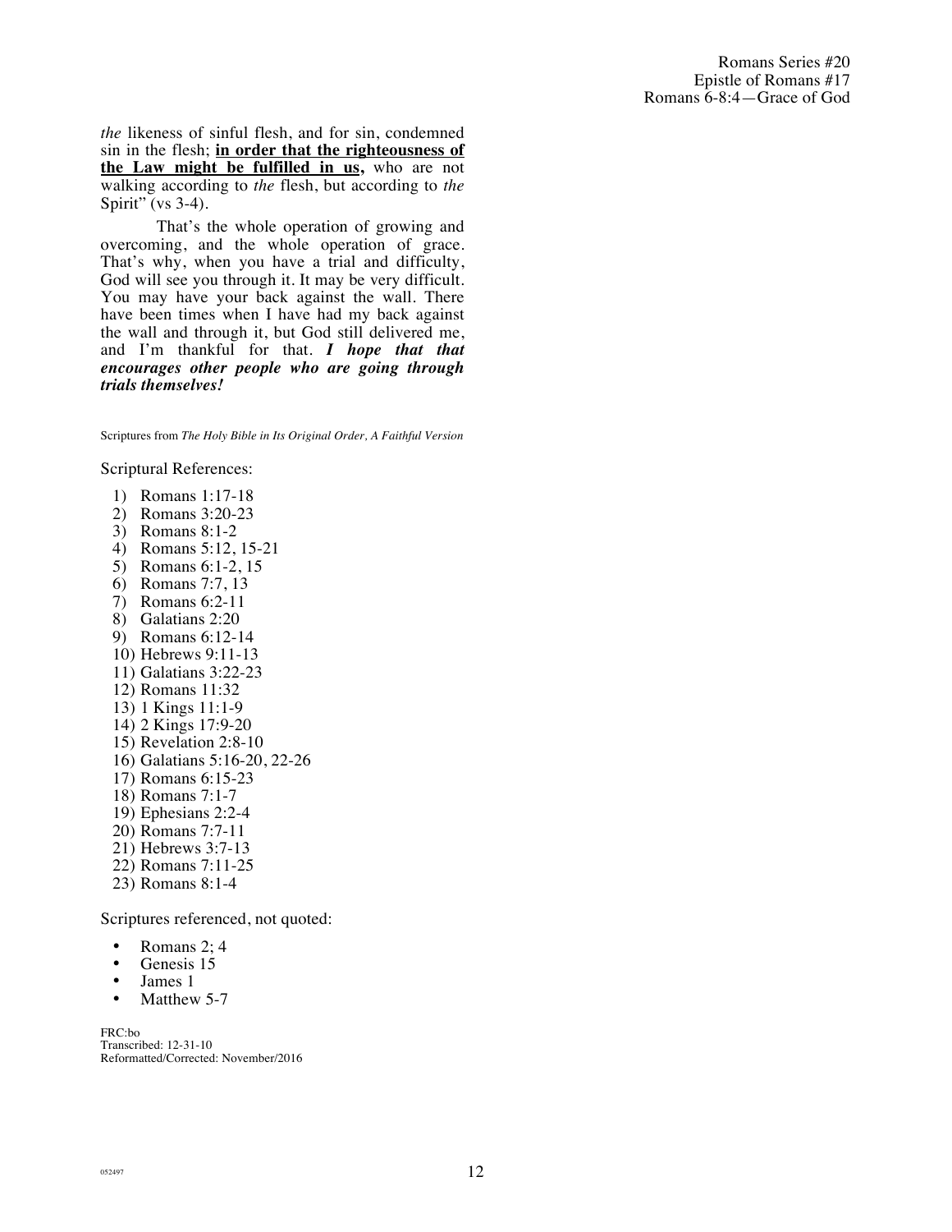*the* likeness of sinful flesh, and for sin, condemned sin in the flesh; **in order that the righteousness of the Law might be fulfilled in us,** who are not walking according to *the* flesh, but according to *the* Spirit" (vs 3-4).

That's the whole operation of growing and overcoming, and the whole operation of grace. That's why, when you have a trial and difficulty, God will see you through it. It may be very difficult. You may have your back against the wall. There have been times when I have had my back against the wall and through it, but God still delivered me, and I'm thankful for that. ***I hope that that encourages other people who are going through trials themselves!***

Scriptures from *The Holy Bible in Its Original Order, A Faithful Version*

Scriptural References:

1) Romans 1:17-18
2) Romans 3:20-23
3) Romans 8:1-2
4) Romans 5:12, 15-21
5) Romans 6:1-2, 15
6) Romans 7:7, 13
7) Romans 6:2-11
8) Galatians 2:20
9) Romans 6:12-14
10) Hebrews 9:11-13
11) Galatians 3:22-23
12) Romans 11:32
13) 1 Kings 11:1-9
14) 2 Kings 17:9-20
15) Revelation 2:8-10
16) Galatians 5:16-20, 22-26
17) Romans 6:15-23
18) Romans 7:1-7
19) Ephesians 2:2-4
20) Romans 7:7-11
21) Hebrews 3:7-13
22) Romans 7:11-25
23) Romans 8:1-4

Scriptures referenced, not quoted:

- Romans 2; 4
- Genesis 15
- James 1
- Matthew 5-7

FRC:bo
Transcribed: 12-31-10
Reformatted/Corrected: November/2016

052497